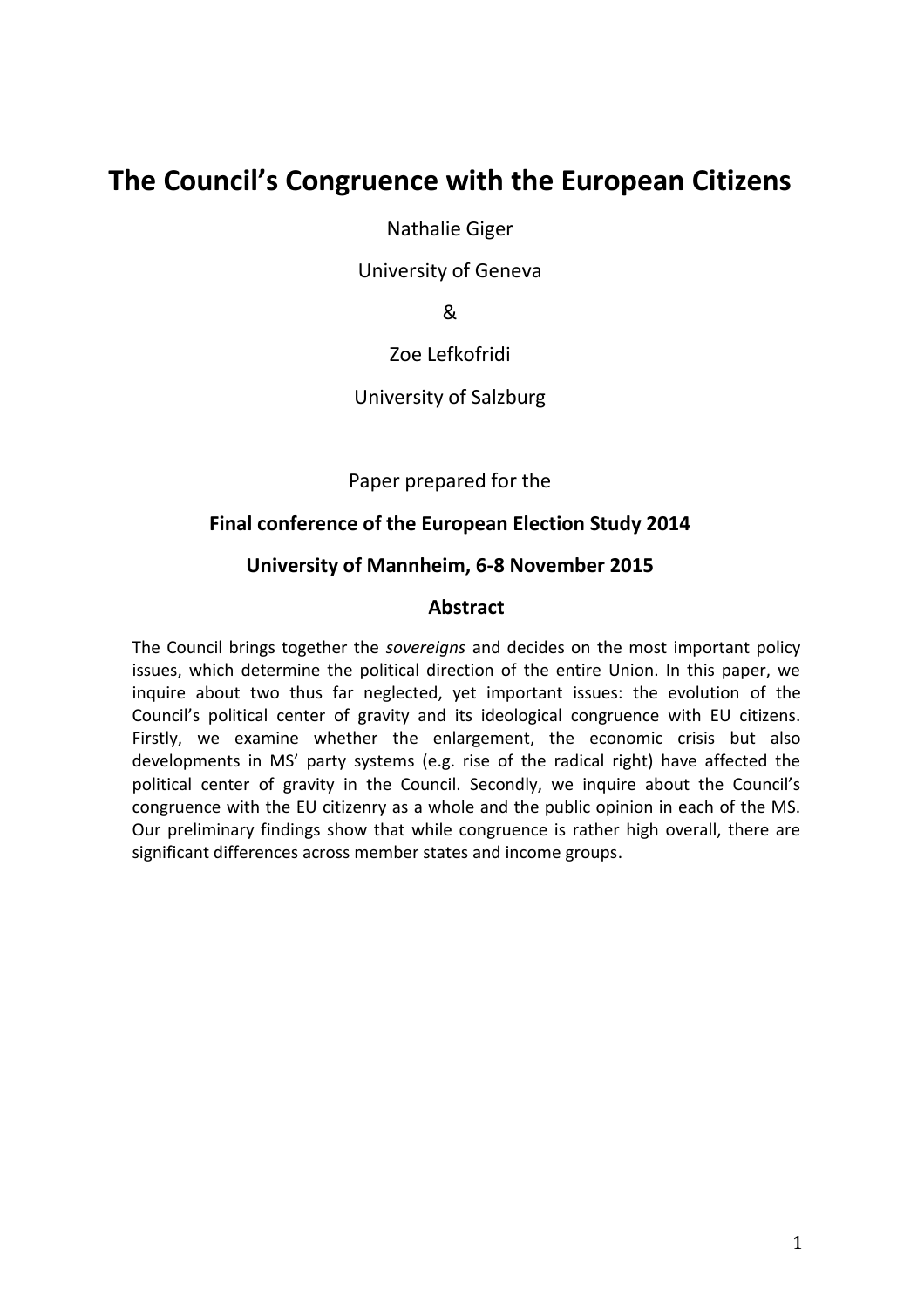# The Council's Congruence with the European Citizens

Nathalie Giger

University of Geneva

&

Zoe Lefkofridi

University of Salzburg

Paper prepared for the

**Final conference of the European Election Study 2014**

**University of Mannheim, 6-8 November 2015**

## Abstract

The Council brings together the *sovereigns* and decides on the most important policy issues, which determine the political direction of the entire Union. In this paper, we inquire about two thus far neglected, yet important issues: the evolution of the Council's political center of gravity and its ideological congruence with EU citizens. Firstly, we examine whether the enlargement, the economic crisis but also developments in MS' party systems (e.g. rise of the radical right) have affected the political center of gravity in the Council. Secondly, we inquire about the Council's congruence with the EU citizenry as a whole and the public opinion in each of the MS. Our preliminary findings show that while congruence is rather high overall, there are significant differences across member states and income groups.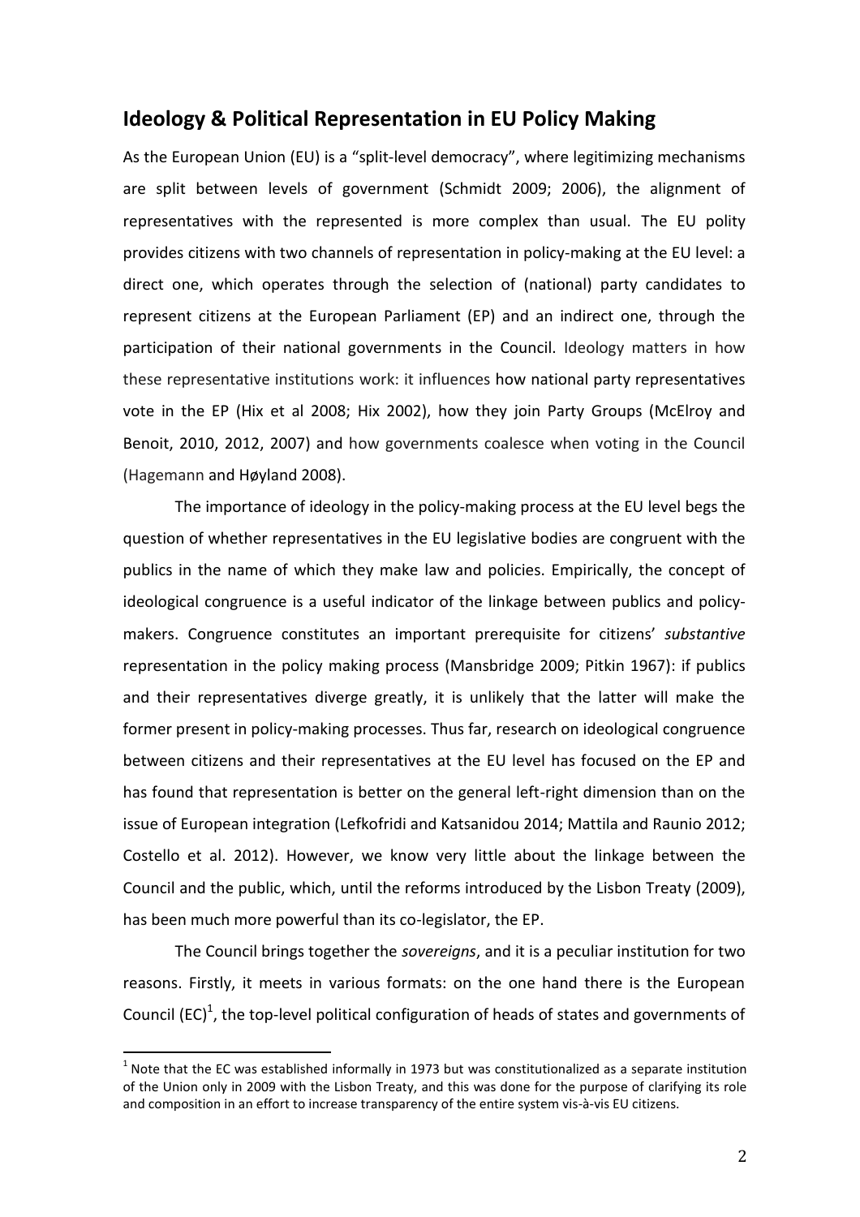## Ideology & Political Representation in EU Policy Making

As the European Union (EU) is a "split-level democracy", where legitimizing mechanisms are split between levels of government (Schmidt 2009; 2006), the alignment of representatives with the represented is more complex than usual. The EU polity provides citizens with two channels of representation in policy-making at the EU level: a direct one, which operates through the selection of (national) party candidates to represent citizens at the European Parliament (EP) and an indirect one, through the participation of their national governments in the Council. Ideology matters in how these representative institutions work: it influences how national party representatives vote in the EP (Hix et al 2008; Hix 2002), how they join Party Groups (McElroy and Benoit, 2010, 2012, 2007) and how governments coalesce when voting in the Council (Hagemann and Høyland 2008).

The importance of ideology in the policy-making process at the EU level begs the question of whether representatives in the EU legislative bodies are congruent with the publics in the name of which they make law and policies. Empirically, the concept of ideological congruence is a useful indicator of the linkage between publics and policy-makers. Congruence constitutes an important prerequisite for citizens' *substantive* representation in the policy making process (Mansbridge 2009; Pitkin 1967): if publics and their representatives diverge greatly, it is unlikely that the latter will make the former present in policy-making processes. Thus far, research on ideological congruence between citizens and their representatives at the EU level has focused on the EP and has found that representation is better on the general left-right dimension than on the issue of European integration (Lefkofridi and Katsanidou 2014; Mattila and Raunio 2012; Costello et al. 2012). However, we know very little about the linkage between the Council and the public, which, until the reforms introduced by the Lisbon Treaty (2009), has been much more powerful than its co-legislator, the EP.

The Council brings together the *sovereigns*, and it is a peculiar institution for two reasons. Firstly, it meets in various formats: on the one hand there is the European Council (EC)[1], the top-level political configuration of heads of states and governments of

[1] Note that the EC was established informally in 1973 but was constitutionalized as a separate institution of the Union only in 2009 with the Lisbon Treaty, and this was done for the purpose of clarifying its role and composition in an effort to increase transparency of the entire system vis-à-vis EU citizens.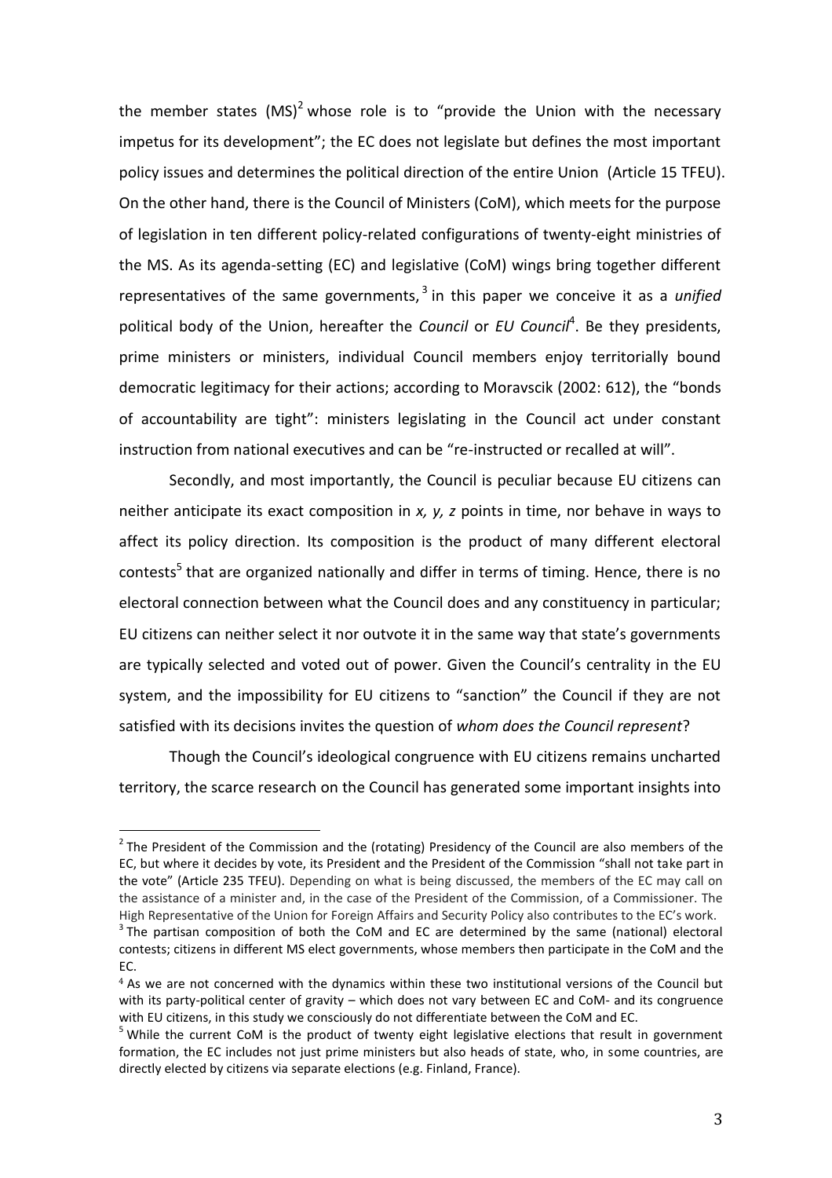the member states (MS)[2] whose role is to "provide the Union with the necessary impetus for its development"; the EC does not legislate but defines the most important policy issues and determines the political direction of the entire Union (Article 15 TFEU). On the other hand, there is the Council of Ministers (CoM), which meets for the purpose of legislation in ten different policy-related configurations of twenty-eight ministries of the MS. As its agenda-setting (EC) and legislative (CoM) wings bring together different representatives of the same governments,[3] in this paper we conceive it as a *unified* political body of the Union, hereafter the *Council* or *EU Council*[4]. Be they presidents, prime ministers or ministers, individual Council members enjoy territorially bound democratic legitimacy for their actions; according to Moravscik (2002: 612), the "bonds of accountability are tight": ministers legislating in the Council act under constant instruction from national executives and can be "re-instructed or recalled at will".

Secondly, and most importantly, the Council is peculiar because EU citizens can neither anticipate its exact composition in *x, y, z* points in time, nor behave in ways to affect its policy direction. Its composition is the product of many different electoral contests[5] that are organized nationally and differ in terms of timing. Hence, there is no electoral connection between what the Council does and any constituency in particular; EU citizens can neither select it nor outvote it in the same way that state's governments are typically selected and voted out of power. Given the Council's centrality in the EU system, and the impossibility for EU citizens to "sanction" the Council if they are not satisfied with its decisions invites the question of *whom does the Council represent*?

Though the Council's ideological congruence with EU citizens remains uncharted territory, the scarce research on the Council has generated some important insights into

---

[2] The President of the Commission and the (rotating) Presidency of the Council are also members of the EC, but where it decides by vote, its President and the President of the Commission "shall not take part in the vote" (Article 235 TFEU). Depending on what is being discussed, the members of the EC may call on the assistance of a minister and, in the case of the President of the Commission, of a Commissioner. The High Representative of the Union for Foreign Affairs and Security Policy also contributes to the EC's work.

[3] The partisan composition of both the CoM and EC are determined by the same (national) electoral contests; citizens in different MS elect governments, whose members then participate in the CoM and the EC.

[4] As we are not concerned with the dynamics within these two institutional versions of the Council but with its party-political center of gravity – which does not vary between EC and CoM- and its congruence with EU citizens, in this study we consciously do not differentiate between the CoM and EC.

[5] While the current CoM is the product of twenty eight legislative elections that result in government formation, the EC includes not just prime ministers but also heads of state, who, in some countries, are directly elected by citizens via separate elections (e.g. Finland, France).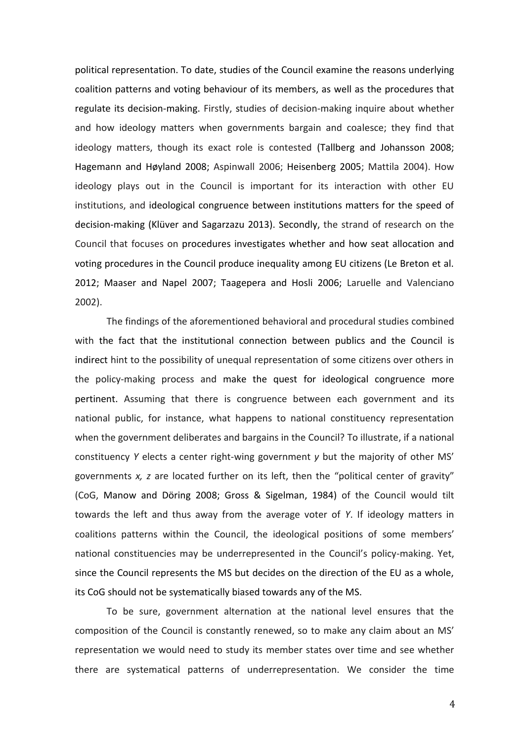political representation. To date, studies of the Council examine the reasons underlying coalition patterns and voting behaviour of its members, as well as the procedures that regulate its decision-making. Firstly, studies of decision-making inquire about whether and how ideology matters when governments bargain and coalesce; they find that ideology matters, though its exact role is contested (Tallberg and Johansson 2008; Hagemann and Høyland 2008; Aspinwall 2006; Heisenberg 2005; Mattila 2004). How ideology plays out in the Council is important for its interaction with other EU institutions, and ideological congruence between institutions matters for the speed of decision-making (Klüver and Sagarzazu 2013). Secondly, the strand of research on the Council that focuses on procedures investigates whether and how seat allocation and voting procedures in the Council produce inequality among EU citizens (Le Breton et al. 2012; Maaser and Napel 2007; Taagepera and Hosli 2006; Laruelle and Valenciano 2002).

The findings of the aforementioned behavioral and procedural studies combined with the fact that the institutional connection between publics and the Council is indirect hint to the possibility of unequal representation of some citizens over others in the policy-making process and make the quest for ideological congruence more pertinent. Assuming that there is congruence between each government and its national public, for instance, what happens to national constituency representation when the government deliberates and bargains in the Council? To illustrate, if a national constituency *Y* elects a center right-wing government *y* but the majority of other MS' governments *x, z* are located further on its left, then the "political center of gravity" (CoG, Manow and Döring 2008; Gross & Sigelman, 1984) of the Council would tilt towards the left and thus away from the average voter of *Y*. If ideology matters in coalitions patterns within the Council, the ideological positions of some members' national constituencies may be underrepresented in the Council's policy-making. Yet, since the Council represents the MS but decides on the direction of the EU as a whole, its CoG should not be systematically biased towards any of the MS.

To be sure, government alternation at the national level ensures that the composition of the Council is constantly renewed, so to make any claim about an MS' representation we would need to study its member states over time and see whether there are systematical patterns of underrepresentation. We consider the time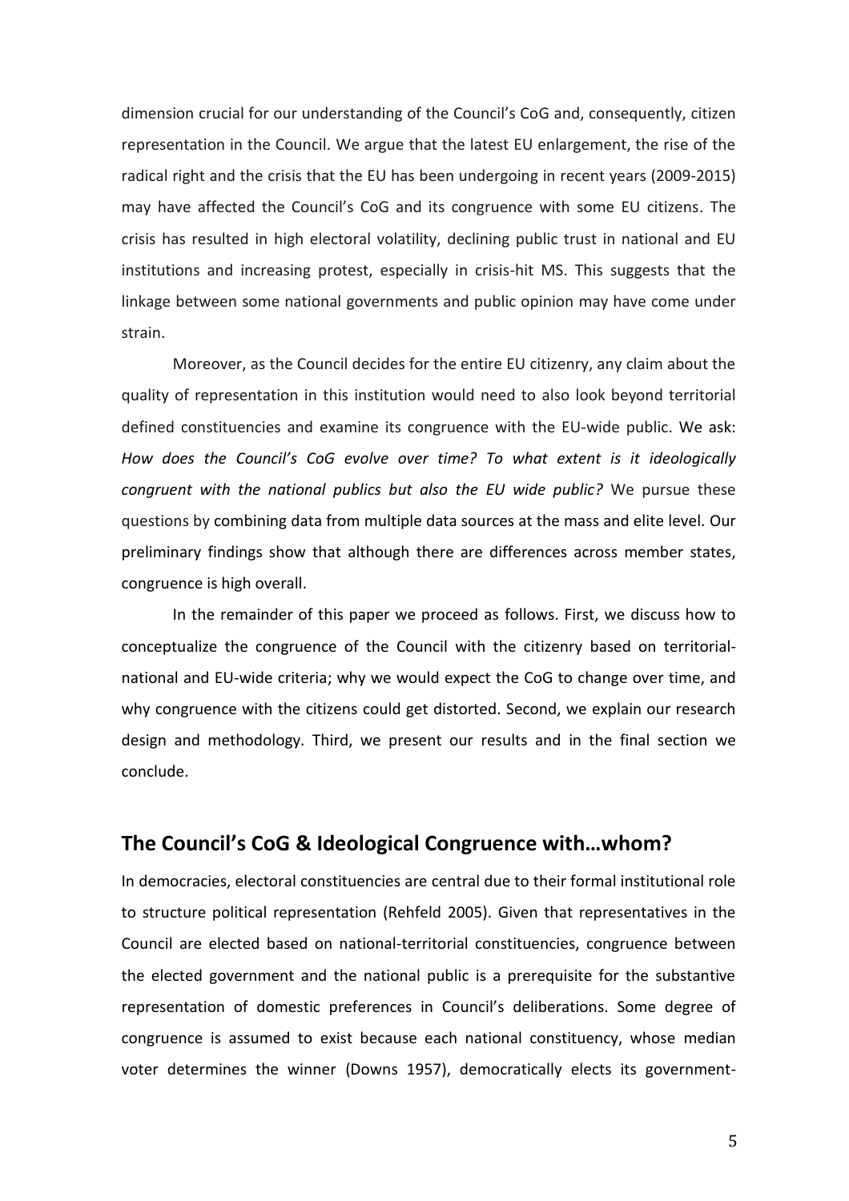dimension crucial for our understanding of the Council's CoG and, consequently, citizen representation in the Council. We argue that the latest EU enlargement, the rise of the radical right and the crisis that the EU has been undergoing in recent years (2009-2015) may have affected the Council's CoG and its congruence with some EU citizens. The crisis has resulted in high electoral volatility, declining public trust in national and EU institutions and increasing protest, especially in crisis-hit MS. This suggests that the linkage between some national governments and public opinion may have come under strain.

Moreover, as the Council decides for the entire EU citizenry, any claim about the quality of representation in this institution would need to also look beyond territorial defined constituencies and examine its congruence with the EU-wide public. We ask: *How does the Council's CoG evolve over time? To what extent is it ideologically congruent with the national publics but also the EU wide public?* We pursue these questions by combining data from multiple data sources at the mass and elite level. Our preliminary findings show that although there are differences across member states, congruence is high overall.

In the remainder of this paper we proceed as follows. First, we discuss how to conceptualize the congruence of the Council with the citizenry based on territorial-national and EU-wide criteria; why we would expect the CoG to change over time, and why congruence with the citizens could get distorted. Second, we explain our research design and methodology. Third, we present our results and in the final section we conclude.

## The Council's CoG & Ideological Congruence with…whom?

In democracies, electoral constituencies are central due to their formal institutional role to structure political representation (Rehfeld 2005). Given that representatives in the Council are elected based on national-territorial constituencies, congruence between the elected government and the national public is a prerequisite for the substantive representation of domestic preferences in Council's deliberations. Some degree of congruence is assumed to exist because each national constituency, whose median voter determines the winner (Downs 1957), democratically elects its government-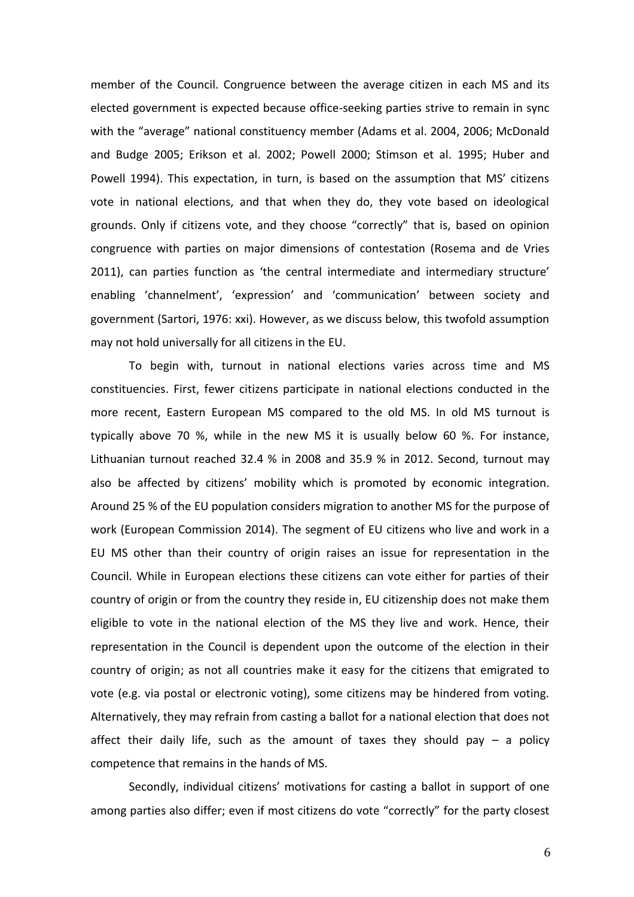member of the Council. Congruence between the average citizen in each MS and its elected government is expected because office-seeking parties strive to remain in sync with the "average" national constituency member (Adams et al. 2004, 2006; McDonald and Budge 2005; Erikson et al. 2002; Powell 2000; Stimson et al. 1995; Huber and Powell 1994). This expectation, in turn, is based on the assumption that MS' citizens vote in national elections, and that when they do, they vote based on ideological grounds. Only if citizens vote, and they choose "correctly" that is, based on opinion congruence with parties on major dimensions of contestation (Rosema and de Vries 2011), can parties function as 'the central intermediate and intermediary structure' enabling 'channelment', 'expression' and 'communication' between society and government (Sartori, 1976: xxi). However, as we discuss below, this twofold assumption may not hold universally for all citizens in the EU.

To begin with, turnout in national elections varies across time and MS constituencies. First, fewer citizens participate in national elections conducted in the more recent, Eastern European MS compared to the old MS. In old MS turnout is typically above 70 %, while in the new MS it is usually below 60 %. For instance, Lithuanian turnout reached 32.4 % in 2008 and 35.9 % in 2012. Second, turnout may also be affected by citizens' mobility which is promoted by economic integration. Around 25 % of the EU population considers migration to another MS for the purpose of work (European Commission 2014). The segment of EU citizens who live and work in a EU MS other than their country of origin raises an issue for representation in the Council. While in European elections these citizens can vote either for parties of their country of origin or from the country they reside in, EU citizenship does not make them eligible to vote in the national election of the MS they live and work. Hence, their representation in the Council is dependent upon the outcome of the election in their country of origin; as not all countries make it easy for the citizens that emigrated to vote (e.g. via postal or electronic voting), some citizens may be hindered from voting. Alternatively, they may refrain from casting a ballot for a national election that does not affect their daily life, such as the amount of taxes they should pay – a policy competence that remains in the hands of MS.

Secondly, individual citizens' motivations for casting a ballot in support of one among parties also differ; even if most citizens do vote "correctly" for the party closest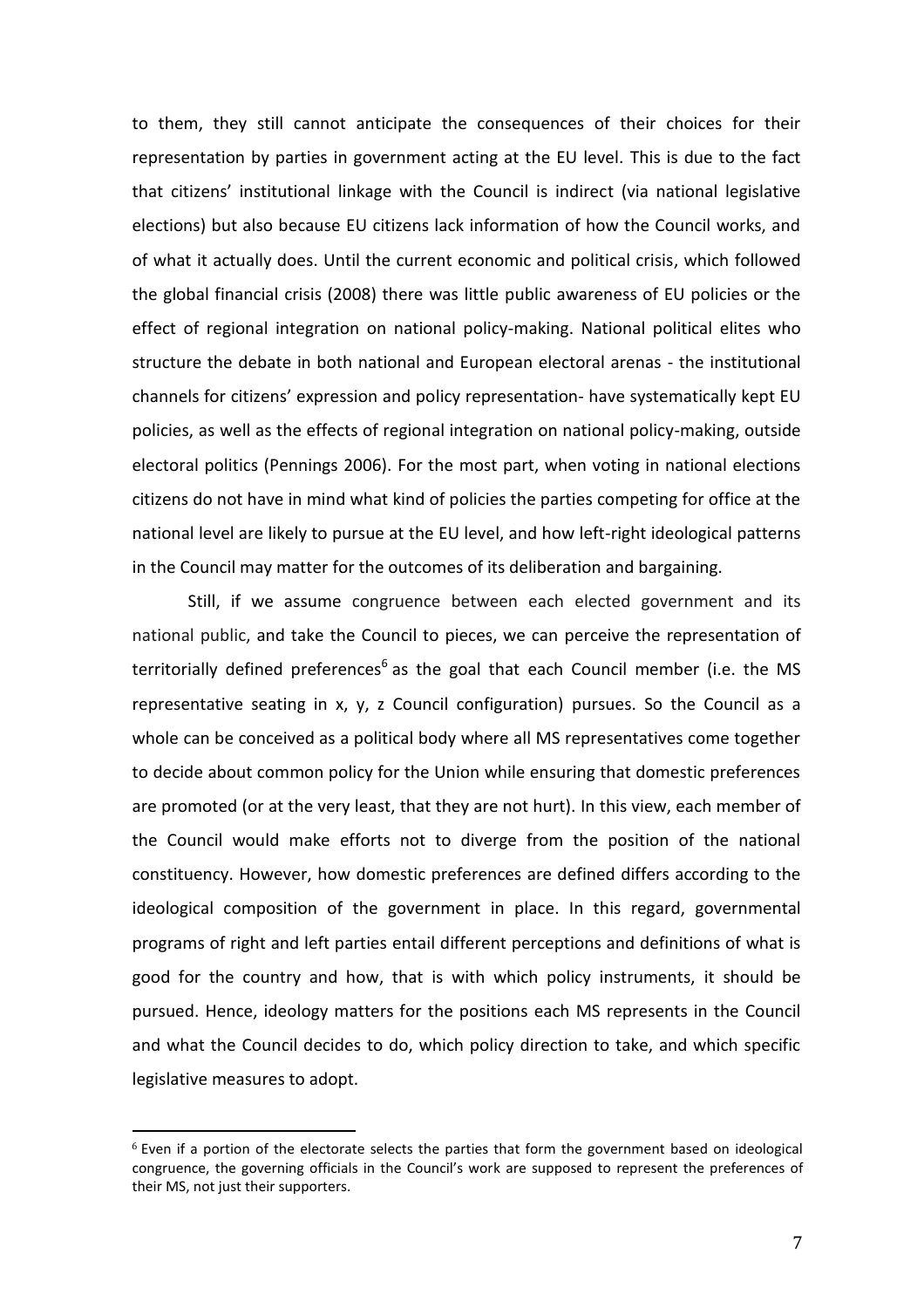to them, they still cannot anticipate the consequences of their choices for their representation by parties in government acting at the EU level. This is due to the fact that citizens' institutional linkage with the Council is indirect (via national legislative elections) but also because EU citizens lack information of how the Council works, and of what it actually does. Until the current economic and political crisis, which followed the global financial crisis (2008) there was little public awareness of EU policies or the effect of regional integration on national policy-making. National political elites who structure the debate in both national and European electoral arenas - the institutional channels for citizens' expression and policy representation- have systematically kept EU policies, as well as the effects of regional integration on national policy-making, outside electoral politics (Pennings 2006). For the most part, when voting in national elections citizens do not have in mind what kind of policies the parties competing for office at the national level are likely to pursue at the EU level, and how left-right ideological patterns in the Council may matter for the outcomes of its deliberation and bargaining.

Still, if we assume congruence between each elected government and its national public, and take the Council to pieces, we can perceive the representation of territorially defined preferences[6] as the goal that each Council member (i.e. the MS representative seating in x, y, z Council configuration) pursues. So the Council as a whole can be conceived as a political body where all MS representatives come together to decide about common policy for the Union while ensuring that domestic preferences are promoted (or at the very least, that they are not hurt). In this view, each member of the Council would make efforts not to diverge from the position of the national constituency. However, how domestic preferences are defined differs according to the ideological composition of the government in place. In this regard, governmental programs of right and left parties entail different perceptions and definitions of what is good for the country and how, that is with which policy instruments, it should be pursued. Hence, ideology matters for the positions each MS represents in the Council and what the Council decides to do, which policy direction to take, and which specific legislative measures to adopt.

[6] Even if a portion of the electorate selects the parties that form the government based on ideological congruence, the governing officials in the Council's work are supposed to represent the preferences of their MS, not just their supporters.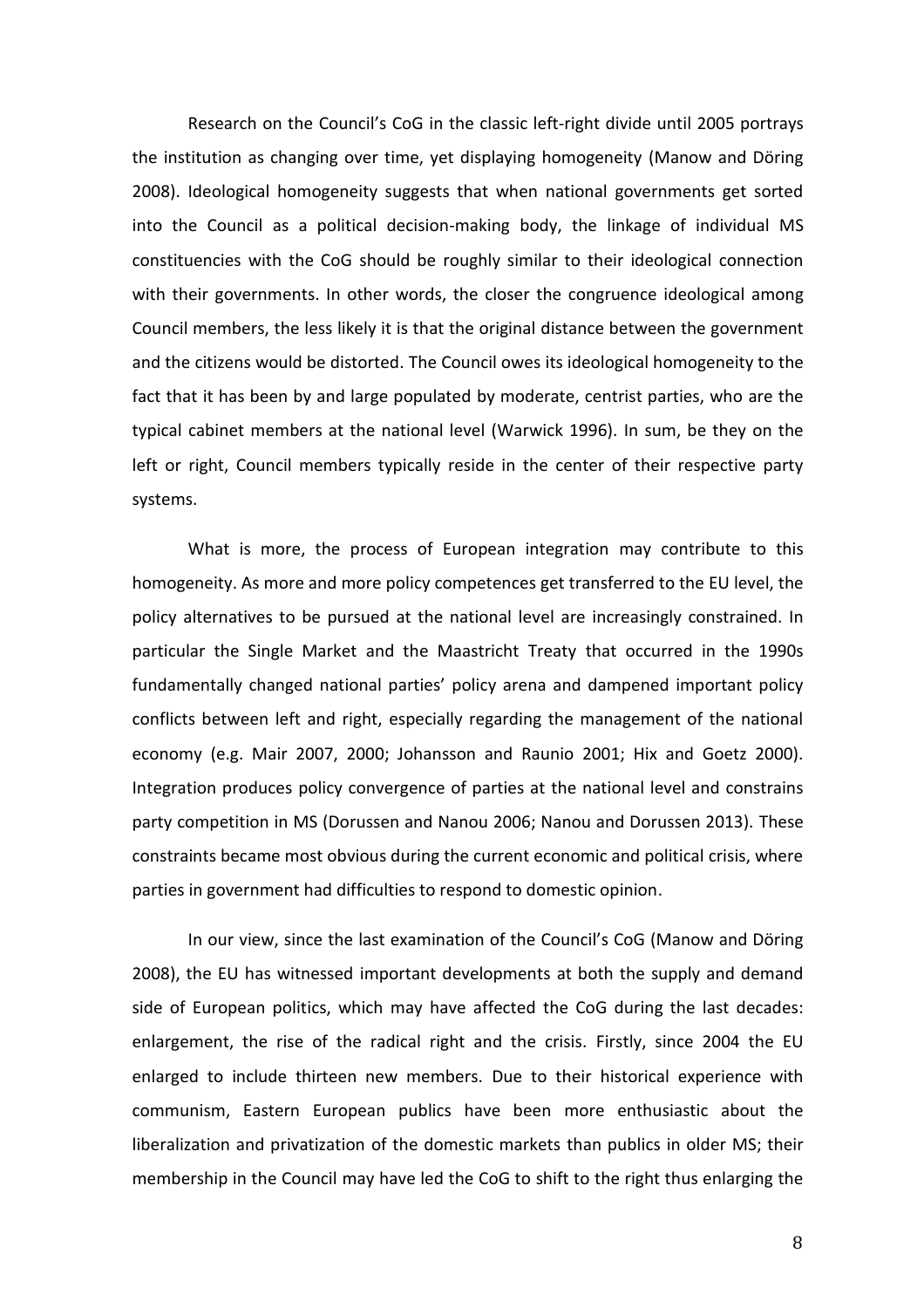Research on the Council's CoG in the classic left-right divide until 2005 portrays the institution as changing over time, yet displaying homogeneity (Manow and Döring 2008). Ideological homogeneity suggests that when national governments get sorted into the Council as a political decision-making body, the linkage of individual MS constituencies with the CoG should be roughly similar to their ideological connection with their governments. In other words, the closer the congruence ideological among Council members, the less likely it is that the original distance between the government and the citizens would be distorted. The Council owes its ideological homogeneity to the fact that it has been by and large populated by moderate, centrist parties, who are the typical cabinet members at the national level (Warwick 1996). In sum, be they on the left or right, Council members typically reside in the center of their respective party systems.

What is more, the process of European integration may contribute to this homogeneity. As more and more policy competences get transferred to the EU level, the policy alternatives to be pursued at the national level are increasingly constrained. In particular the Single Market and the Maastricht Treaty that occurred in the 1990s fundamentally changed national parties' policy arena and dampened important policy conflicts between left and right, especially regarding the management of the national economy (e.g. Mair 2007, 2000; Johansson and Raunio 2001; Hix and Goetz 2000). Integration produces policy convergence of parties at the national level and constrains party competition in MS (Dorussen and Nanou 2006; Nanou and Dorussen 2013). These constraints became most obvious during the current economic and political crisis, where parties in government had difficulties to respond to domestic opinion.

In our view, since the last examination of the Council's CoG (Manow and Döring 2008), the EU has witnessed important developments at both the supply and demand side of European politics, which may have affected the CoG during the last decades: enlargement, the rise of the radical right and the crisis. Firstly, since 2004 the EU enlarged to include thirteen new members. Due to their historical experience with communism, Eastern European publics have been more enthusiastic about the liberalization and privatization of the domestic markets than publics in older MS; their membership in the Council may have led the CoG to shift to the right thus enlarging the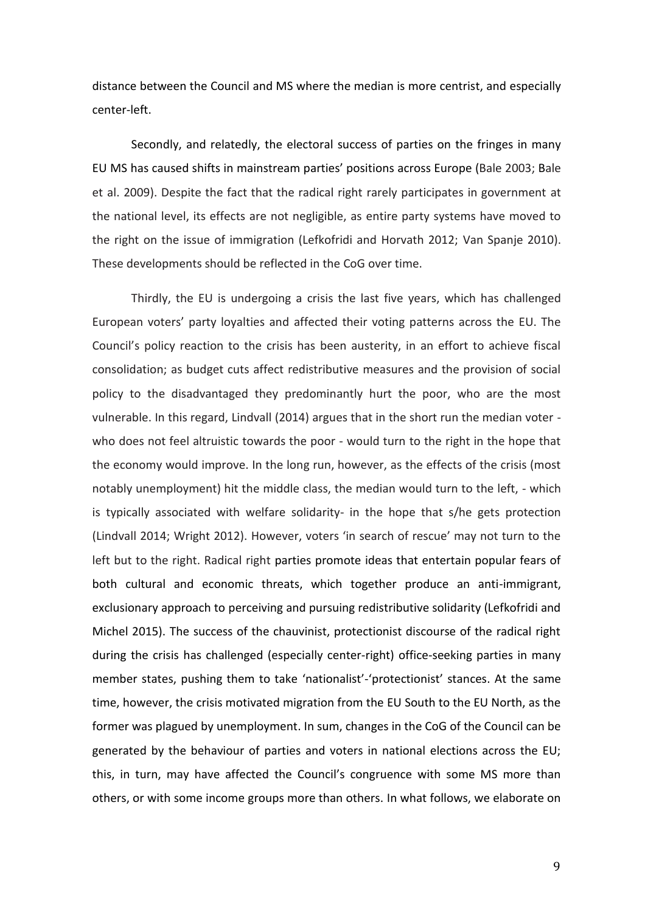distance between the Council and MS where the median is more centrist, and especially center-left.

Secondly, and relatedly, the electoral success of parties on the fringes in many EU MS has caused shifts in mainstream parties' positions across Europe (Bale 2003; Bale et al. 2009). Despite the fact that the radical right rarely participates in government at the national level, its effects are not negligible, as entire party systems have moved to the right on the issue of immigration (Lefkofridi and Horvath 2012; Van Spanje 2010). These developments should be reflected in the CoG over time.

Thirdly, the EU is undergoing a crisis the last five years, which has challenged European voters' party loyalties and affected their voting patterns across the EU. The Council's policy reaction to the crisis has been austerity, in an effort to achieve fiscal consolidation; as budget cuts affect redistributive measures and the provision of social policy to the disadvantaged they predominantly hurt the poor, who are the most vulnerable. In this regard, Lindvall (2014) argues that in the short run the median voter - who does not feel altruistic towards the poor - would turn to the right in the hope that the economy would improve. In the long run, however, as the effects of the crisis (most notably unemployment) hit the middle class, the median would turn to the left, - which is typically associated with welfare solidarity- in the hope that s/he gets protection (Lindvall 2014; Wright 2012). However, voters 'in search of rescue' may not turn to the left but to the right. Radical right parties promote ideas that entertain popular fears of both cultural and economic threats, which together produce an anti-immigrant, exclusionary approach to perceiving and pursuing redistributive solidarity (Lefkofridi and Michel 2015). The success of the chauvinist, protectionist discourse of the radical right during the crisis has challenged (especially center-right) office-seeking parties in many member states, pushing them to take 'nationalist'-'protectionist' stances. At the same time, however, the crisis motivated migration from the EU South to the EU North, as the former was plagued by unemployment. In sum, changes in the CoG of the Council can be generated by the behaviour of parties and voters in national elections across the EU; this, in turn, may have affected the Council's congruence with some MS more than others, or with some income groups more than others. In what follows, we elaborate on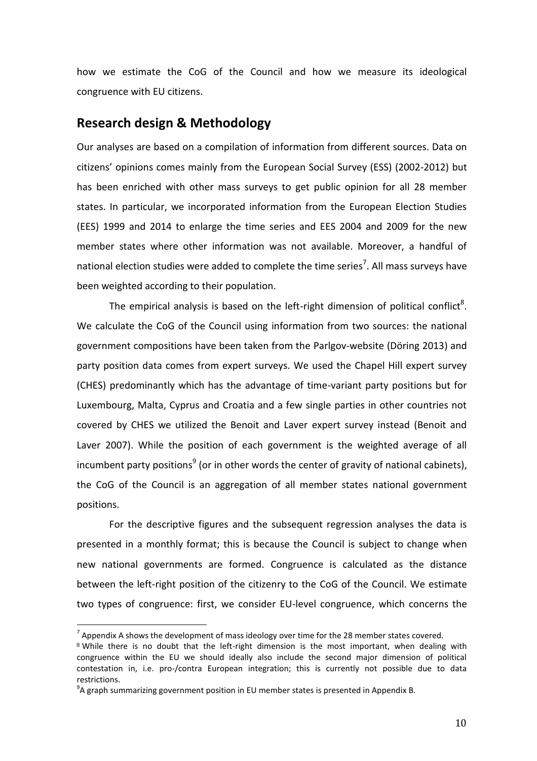how we estimate the CoG of the Council and how we measure its ideological congruence with EU citizens.

## Research design & Methodology

Our analyses are based on a compilation of information from different sources. Data on citizens' opinions comes mainly from the European Social Survey (ESS) (2002-2012) but has been enriched with other mass surveys to get public opinion for all 28 member states. In particular, we incorporated information from the European Election Studies (EES) 1999 and 2014 to enlarge the time series and EES 2004 and 2009 for the new member states where other information was not available. Moreover, a handful of national election studies were added to complete the time series[7]. All mass surveys have been weighted according to their population.

The empirical analysis is based on the left-right dimension of political conflict[8]. We calculate the CoG of the Council using information from two sources: the national government compositions have been taken from the Parlgov-website (Döring 2013) and party position data comes from expert surveys. We used the Chapel Hill expert survey (CHES) predominantly which has the advantage of time-variant party positions but for Luxembourg, Malta, Cyprus and Croatia and a few single parties in other countries not covered by CHES we utilized the Benoit and Laver expert survey instead (Benoit and Laver 2007). While the position of each government is the weighted average of all incumbent party positions[9] (or in other words the center of gravity of national cabinets), the CoG of the Council is an aggregation of all member states national government positions.

For the descriptive figures and the subsequent regression analyses the data is presented in a monthly format; this is because the Council is subject to change when new national governments are formed. Congruence is calculated as the distance between the left-right position of the citizenry to the CoG of the Council. We estimate two types of congruence: first, we consider EU-level congruence, which concerns the

---

[7] Appendix A shows the development of mass ideology over time for the 28 member states covered.

[8] While there is no doubt that the left-right dimension is the most important, when dealing with congruence within the EU we should ideally also include the second major dimension of political contestation in, i.e. pro-/contra European integration; this is currently not possible due to data restrictions.

[9] A graph summarizing government position in EU member states is presented in Appendix B.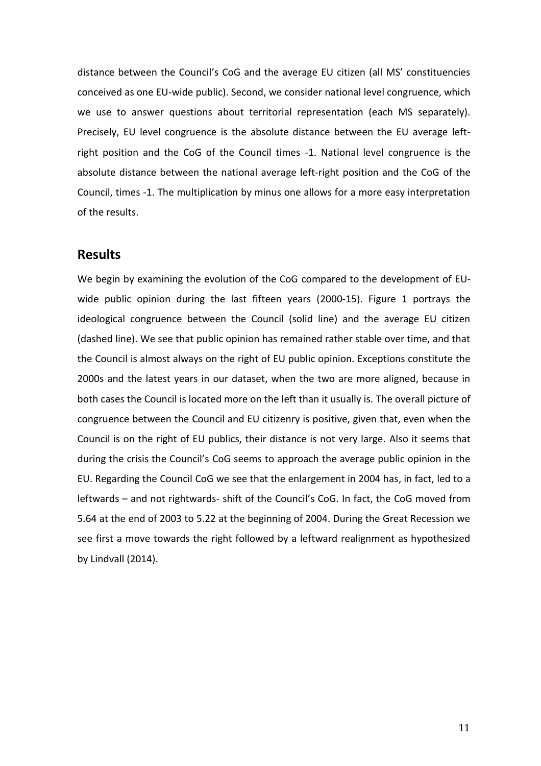distance between the Council's CoG and the average EU citizen (all MS' constituencies conceived as one EU-wide public). Second, we consider national level congruence, which we use to answer questions about territorial representation (each MS separately). Precisely, EU level congruence is the absolute distance between the EU average left-right position and the CoG of the Council times -1. National level congruence is the absolute distance between the national average left-right position and the CoG of the Council, times -1. The multiplication by minus one allows for a more easy interpretation of the results.

## Results

We begin by examining the evolution of the CoG compared to the development of EU-wide public opinion during the last fifteen years (2000-15). Figure 1 portrays the ideological congruence between the Council (solid line) and the average EU citizen (dashed line). We see that public opinion has remained rather stable over time, and that the Council is almost always on the right of EU public opinion. Exceptions constitute the 2000s and the latest years in our dataset, when the two are more aligned, because in both cases the Council is located more on the left than it usually is. The overall picture of congruence between the Council and EU citizenry is positive, given that, even when the Council is on the right of EU publics, their distance is not very large. Also it seems that during the crisis the Council's CoG seems to approach the average public opinion in the EU. Regarding the Council CoG we see that the enlargement in 2004 has, in fact, led to a leftwards – and not rightwards- shift of the Council's CoG. In fact, the CoG moved from 5.64 at the end of 2003 to 5.22 at the beginning of 2004. During the Great Recession we see first a move towards the right followed by a leftward realignment as hypothesized by Lindvall (2014).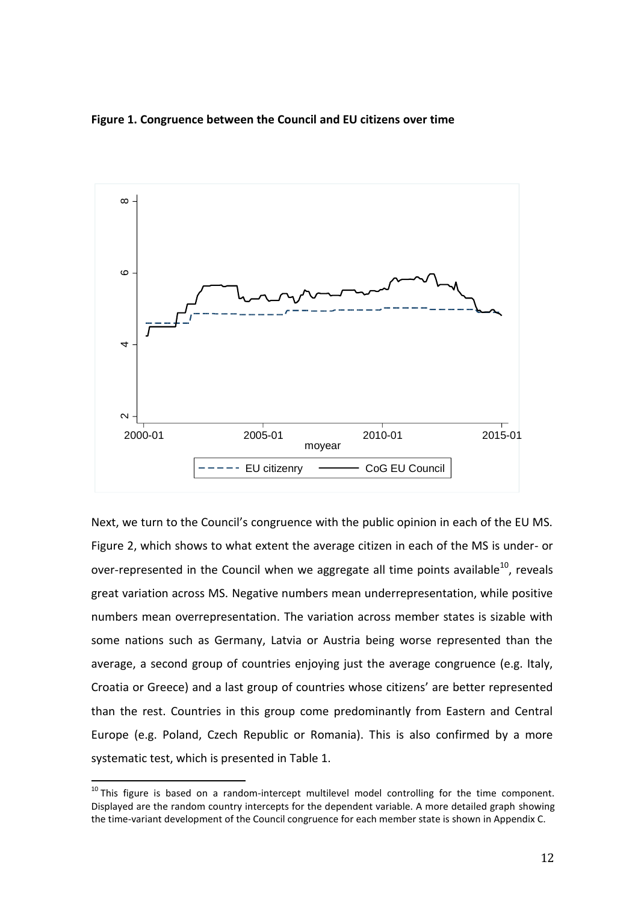**Figure 1. Congruence between the Council and EU citizens over time**

Next, we turn to the Council's congruence with the public opinion in each of the EU MS. Figure 2, which shows to what extent the average citizen in each of the MS is under- or over-represented in the Council when we aggregate all time points available[10], reveals great variation across MS. Negative numbers mean underrepresentation, while positive numbers mean overrepresentation. The variation across member states is sizable with some nations such as Germany, Latvia or Austria being worse represented than the average, a second group of countries enjoying just the average congruence (e.g. Italy, Croatia or Greece) and a last group of countries whose citizens' are better represented than the rest. Countries in this group come predominantly from Eastern and Central Europe (e.g. Poland, Czech Republic or Romania). This is also confirmed by a more systematic test, which is presented in Table 1.

[10] This figure is based on a random-intercept multilevel model controlling for the time component. Displayed are the random country intercepts for the dependent variable. A more detailed graph showing the time-variant development of the Council congruence for each member state is shown in Appendix C.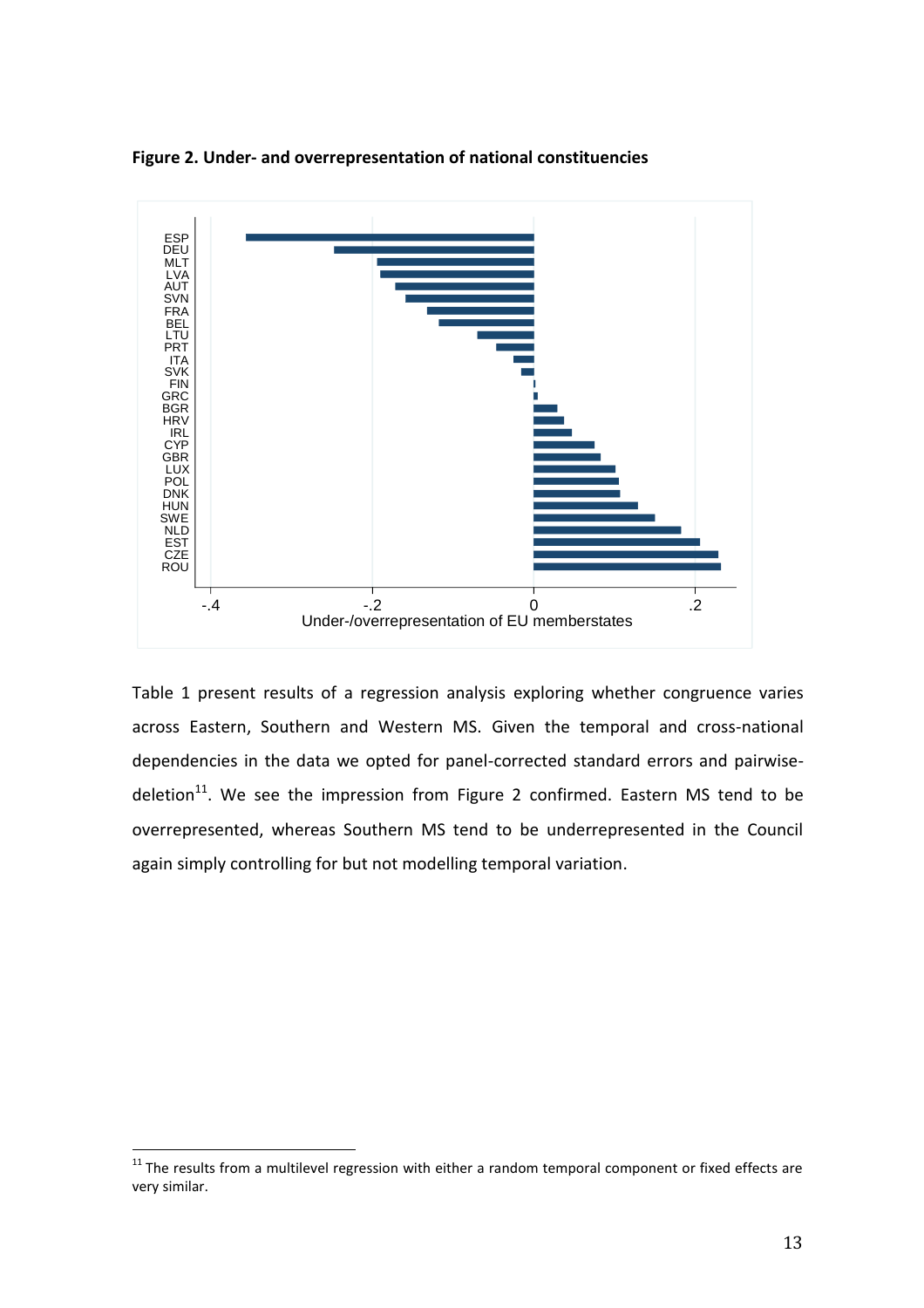**Figure 2. Under- and overrepresentation of national constituencies**

Table 1 present results of a regression analysis exploring whether congruence varies across Eastern, Southern and Western MS. Given the temporal and cross-national dependencies in the data we opted for panel-corrected standard errors and pairwise-deletion[11]. We see the impression from Figure 2 confirmed. Eastern MS tend to be overrepresented, whereas Southern MS tend to be underrepresented in the Council again simply controlling for but not modelling temporal variation.

[11] The results from a multilevel regression with either a random temporal component or fixed effects are very similar.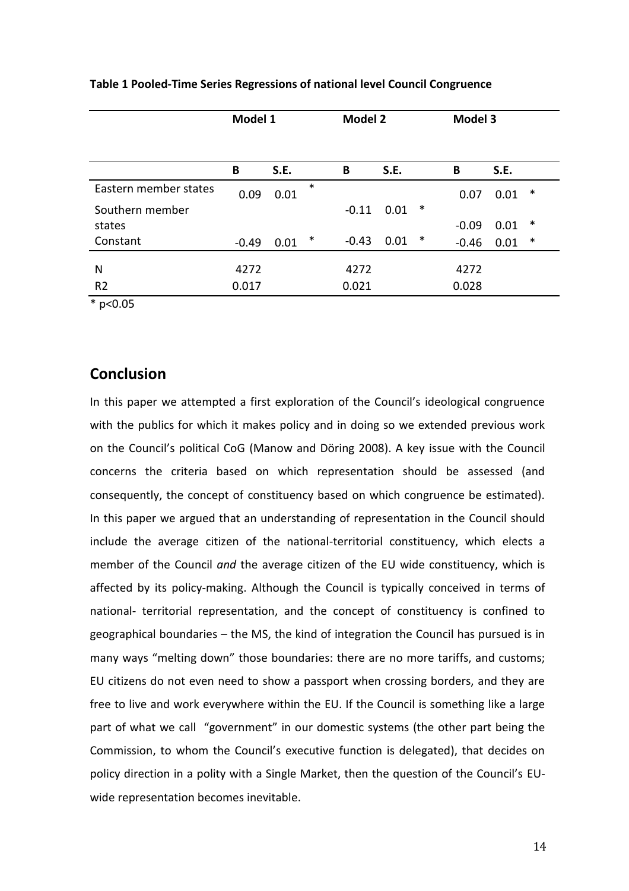**Table 1 Pooled-Time Series Regressions of national level Council Congruence**

| | Model 1 | | | Model 2 | | | Model 3 | | |
|---|---|---|---|---|---|---|---|---|---|
| | B | S.E. | | B | S.E. | | B | S.E. | |
| Eastern member states | 0.09 | 0.01 | * | | | | 0.07 | 0.01 | * |
| Southern member states | | | | -0.11 | 0.01 | * | -0.09 | 0.01 | * |
| Constant | -0.49 | 0.01 | * | -0.43 | 0.01 | * | -0.46 | 0.01 | * |
| N | 4272 | | | 4272 | | | 4272 | | |
| R2 | 0.017 | | | 0.021 | | | 0.028 | | |

* $p<0.05$

## Conclusion

In this paper we attempted a first exploration of the Council's ideological congruence with the publics for which it makes policy and in doing so we extended previous work on the Council's political CoG (Manow and Döring 2008). A key issue with the Council concerns the criteria based on which representation should be assessed (and consequently, the concept of constituency based on which congruence be estimated). In this paper we argued that an understanding of representation in the Council should include the average citizen of the national-territorial constituency, which elects a member of the Council *and* the average citizen of the EU wide constituency, which is affected by its policy-making. Although the Council is typically conceived in terms of national- territorial representation, and the concept of constituency is confined to geographical boundaries – the MS, the kind of integration the Council has pursued is in many ways "melting down" those boundaries: there are no more tariffs, and customs; EU citizens do not even need to show a passport when crossing borders, and they are free to live and work everywhere within the EU. If the Council is something like a large part of what we call "government" in our domestic systems (the other part being the Commission, to whom the Council's executive function is delegated), that decides on policy direction in a polity with a Single Market, then the question of the Council's EU-wide representation becomes inevitable.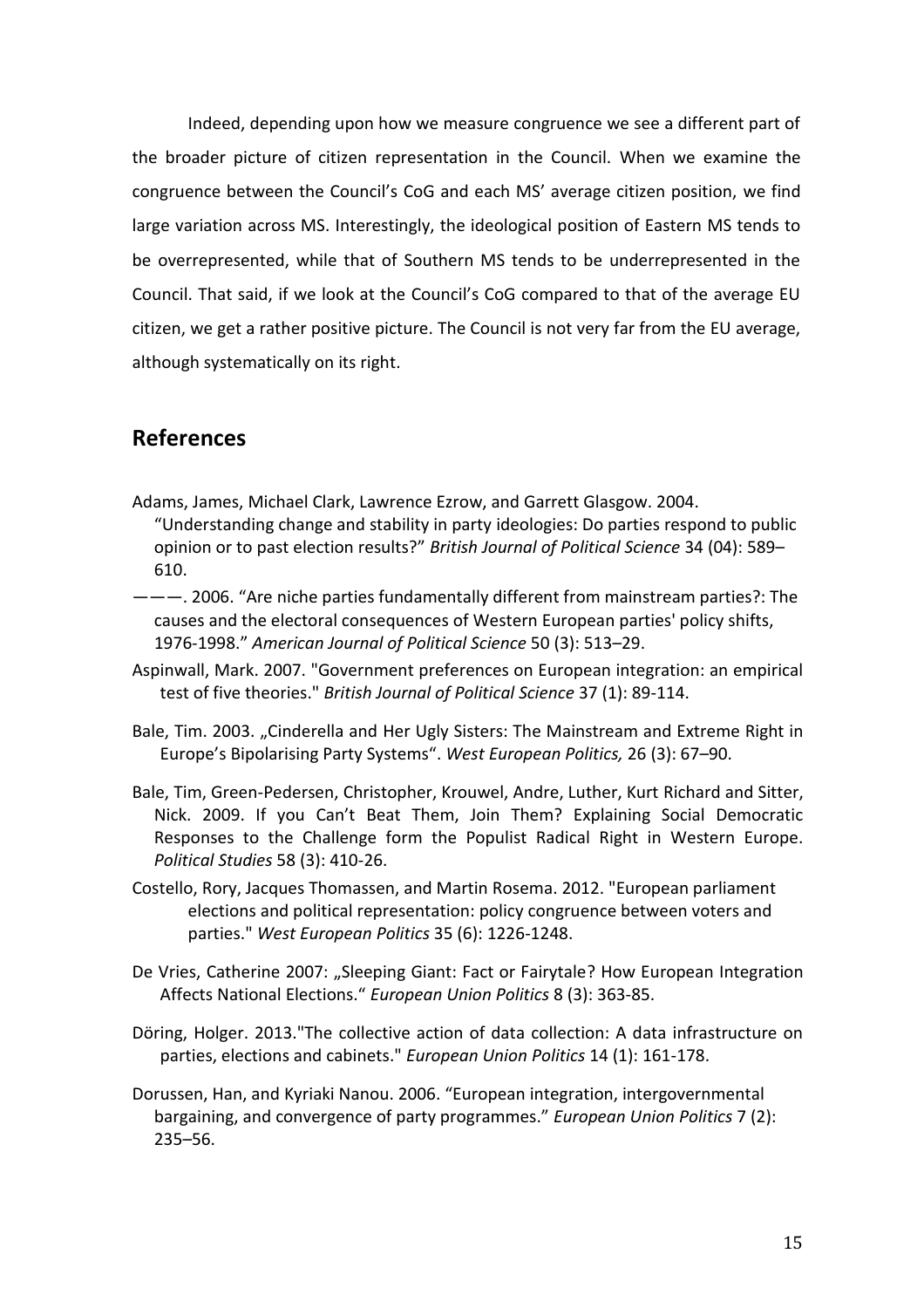Indeed, depending upon how we measure congruence we see a different part of the broader picture of citizen representation in the Council. When we examine the congruence between the Council's CoG and each MS' average citizen position, we find large variation across MS. Interestingly, the ideological position of Eastern MS tends to be overrepresented, while that of Southern MS tends to be underrepresented in the Council. That said, if we look at the Council's CoG compared to that of the average EU citizen, we get a rather positive picture. The Council is not very far from the EU average, although systematically on its right.

## References

Adams, James, Michael Clark, Lawrence Ezrow, and Garrett Glasgow. 2004. "Understanding change and stability in party ideologies: Do parties respond to public opinion or to past election results?" *British Journal of Political Science* 34 (04): 589–610.

———. 2006. "Are niche parties fundamentally different from mainstream parties?: The causes and the electoral consequences of Western European parties' policy shifts, 1976-1998." *American Journal of Political Science* 50 (3): 513–29.

Aspinwall, Mark. 2007. "Government preferences on European integration: an empirical test of five theories." *British Journal of Political Science* 37 (1): 89-114.

Bale, Tim. 2003. „Cinderella and Her Ugly Sisters: The Mainstream and Extreme Right in Europe's Bipolarising Party Systems". *West European Politics,* 26 (3): 67–90.

Bale, Tim, Green-Pedersen, Christopher, Krouwel, Andre, Luther, Kurt Richard and Sitter, Nick. 2009. If you Can't Beat Them, Join Them? Explaining Social Democratic Responses to the Challenge form the Populist Radical Right in Western Europe. *Political Studies* 58 (3): 410-26.

Costello, Rory, Jacques Thomassen, and Martin Rosema. 2012. "European parliament elections and political representation: policy congruence between voters and parties." *West European Politics* 35 (6): 1226-1248.

De Vries, Catherine 2007: „Sleeping Giant: Fact or Fairytale? How European Integration Affects National Elections." *European Union Politics* 8 (3): 363-85.

Döring, Holger. 2013."The collective action of data collection: A data infrastructure on parties, elections and cabinets." *European Union Politics* 14 (1): 161-178.

Dorussen, Han, and Kyriaki Nanou. 2006. "European integration, intergovernmental bargaining, and convergence of party programmes." *European Union Politics* 7 (2): 235–56.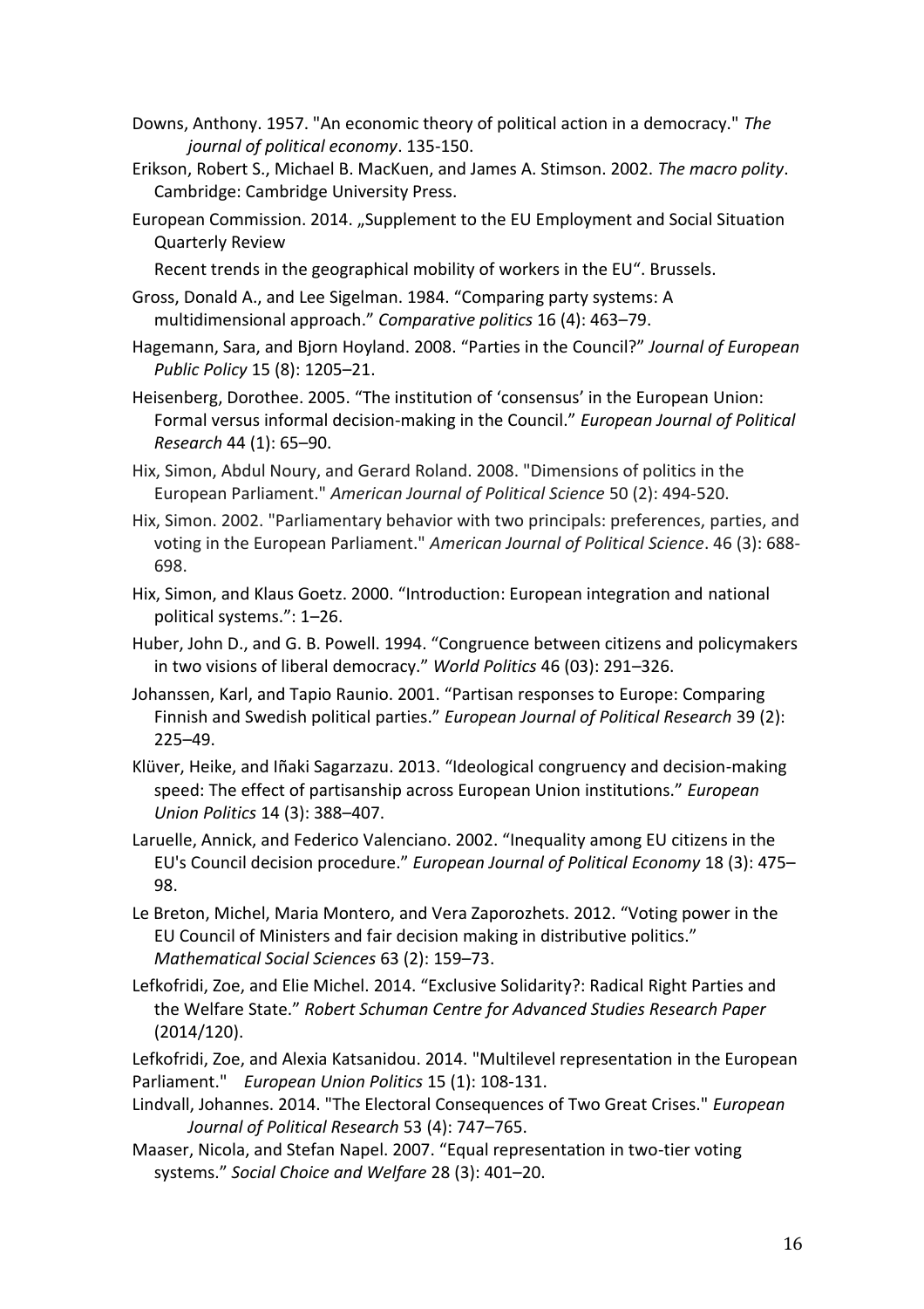Downs, Anthony. 1957. "An economic theory of political action in a democracy." *The journal of political economy*. 135-150.

Erikson, Robert S., Michael B. MacKuen, and James A. Stimson. 2002. *The macro polity*. Cambridge: Cambridge University Press.

European Commission. 2014. „Supplement to the EU Employment and Social Situation Quarterly Review

Recent trends in the geographical mobility of workers in the EU". Brussels.

Gross, Donald A., and Lee Sigelman. 1984. "Comparing party systems: A multidimensional approach." *Comparative politics* 16 (4): 463–79.

Hagemann, Sara, and Bjorn Hoyland. 2008. "Parties in the Council?" *Journal of European Public Policy* 15 (8): 1205–21.

Heisenberg, Dorothee. 2005. "The institution of 'consensus' in the European Union: Formal versus informal decision-making in the Council." *European Journal of Political Research* 44 (1): 65–90.

Hix, Simon, Abdul Noury, and Gerard Roland. 2008. "Dimensions of politics in the European Parliament." *American Journal of Political Science* 50 (2): 494-520.

Hix, Simon. 2002. "Parliamentary behavior with two principals: preferences, parties, and voting in the European Parliament." *American Journal of Political Science*. 46 (3): 688-698.

Hix, Simon, and Klaus Goetz. 2000. "Introduction: European integration and national political systems.": 1–26.

Huber, John D., and G. B. Powell. 1994. "Congruence between citizens and policymakers in two visions of liberal democracy." *World Politics* 46 (03): 291–326.

Johanssen, Karl, and Tapio Raunio. 2001. "Partisan responses to Europe: Comparing Finnish and Swedish political parties." *European Journal of Political Research* 39 (2): 225–49.

Klüver, Heike, and Iñaki Sagarzazu. 2013. "Ideological congruency and decision-making speed: The effect of partisanship across European Union institutions." *European Union Politics* 14 (3): 388–407.

Laruelle, Annick, and Federico Valenciano. 2002. "Inequality among EU citizens in the EU's Council decision procedure." *European Journal of Political Economy* 18 (3): 475–98.

Le Breton, Michel, Maria Montero, and Vera Zaporozhets. 2012. "Voting power in the EU Council of Ministers and fair decision making in distributive politics." *Mathematical Social Sciences* 63 (2): 159–73.

Lefkofridi, Zoe, and Elie Michel. 2014. "Exclusive Solidarity?: Radical Right Parties and the Welfare State." *Robert Schuman Centre for Advanced Studies Research Paper* (2014/120).

Lefkofridi, Zoe, and Alexia Katsanidou. 2014. "Multilevel representation in the European Parliament." *European Union Politics* 15 (1): 108-131.

Lindvall, Johannes. 2014. "The Electoral Consequences of Two Great Crises." *European Journal of Political Research* 53 (4): 747–765.

Maaser, Nicola, and Stefan Napel. 2007. "Equal representation in two-tier voting systems." *Social Choice and Welfare* 28 (3): 401–20.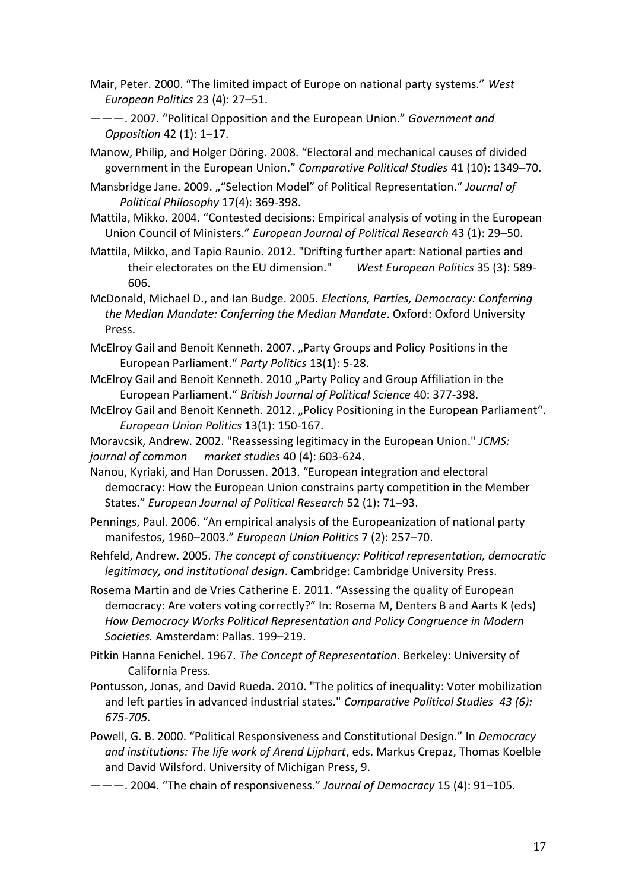Mair, Peter. 2000. “The limited impact of Europe on national party systems.” *West European Politics* 23 (4): 27–51.

———. 2007. “Political Opposition and the European Union.” *Government and Opposition* 42 (1): 1–17.

Manow, Philip, and Holger Döring. 2008. “Electoral and mechanical causes of divided government in the European Union.” *Comparative Political Studies* 41 (10): 1349–70.

Mansbridge Jane. 2009. „“Selection Model” of Political Representation.“ *Journal of Political Philosophy* 17(4): 369-398.

Mattila, Mikko. 2004. “Contested decisions: Empirical analysis of voting in the European Union Council of Ministers.” *European Journal of Political Research* 43 (1): 29–50.

Mattila, Mikko, and Tapio Raunio. 2012. "Drifting further apart: National parties and their electorates on the EU dimension." *West European Politics* 35 (3): 589-606.

McDonald, Michael D., and Ian Budge. 2005. *Elections, Parties, Democracy: Conferring the Median Mandate: Conferring the Median Mandate*. Oxford: Oxford University Press.

McElroy Gail and Benoit Kenneth. 2007. „Party Groups and Policy Positions in the European Parliament.“ *Party Politics* 13(1): 5-28.

McElroy Gail and Benoit Kenneth. 2010 „Party Policy and Group Affiliation in the European Parliament.“ *British Journal of Political Science* 40: 377-398.

McElroy Gail and Benoit Kenneth. 2012. „Policy Positioning in the European Parliament“. *European Union Politics* 13(1): 150-167.

Moravcsik, Andrew. 2002. "Reassessing legitimacy in the European Union." *JCMS: journal of common market studies* 40 (4): 603-624.

Nanou, Kyriaki, and Han Dorussen. 2013. “European integration and electoral democracy: How the European Union constrains party competition in the Member States.” *European Journal of Political Research* 52 (1): 71–93.

Pennings, Paul. 2006. “An empirical analysis of the Europeanization of national party manifestos, 1960–2003.” *European Union Politics* 7 (2): 257–70.

Rehfeld, Andrew. 2005. *The concept of constituency: Political representation, democratic legitimacy, and institutional design*. Cambridge: Cambridge University Press.

Rosema Martin and de Vries Catherine E. 2011. “Assessing the quality of European democracy: Are voters voting correctly?” In: Rosema M, Denters B and Aarts K (eds) *How Democracy Works Political Representation and Policy Congruence in Modern Societies.* Amsterdam: Pallas. 199–219.

Pitkin Hanna Fenichel. 1967. *The Concept of Representation*. Berkeley: University of California Press.

Pontusson, Jonas, and David Rueda. 2010. "The politics of inequality: Voter mobilization and left parties in advanced industrial states." *Comparative Political Studies 43 (6): 675-705.*

Powell, G. B. 2000. “Political Responsiveness and Constitutional Design.” In *Democracy and institutions: The life work of Arend Lijphart*, eds. Markus Crepaz, Thomas Koelble and David Wilsford. University of Michigan Press, 9.

———. 2004. “The chain of responsiveness.” *Journal of Democracy* 15 (4): 91–105.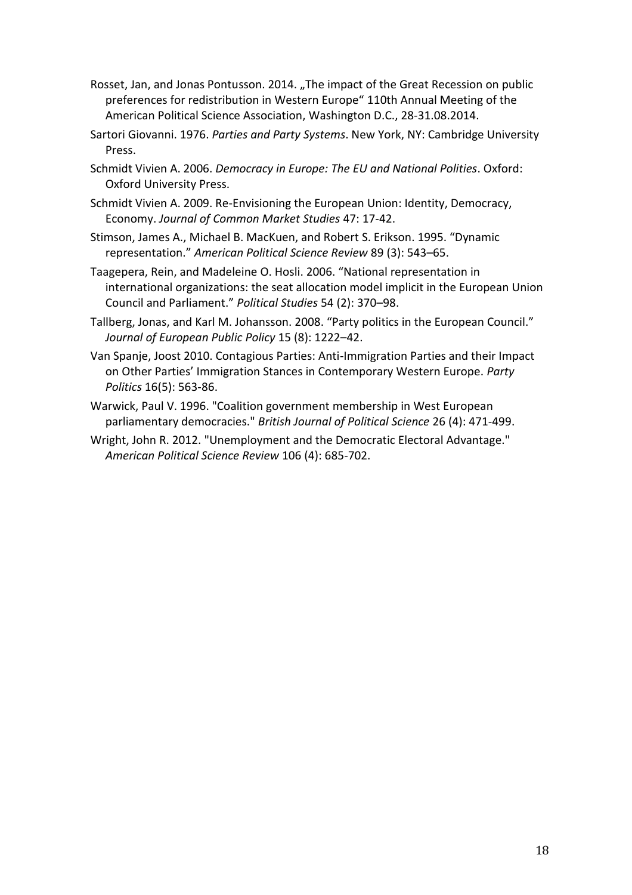Rosset, Jan, and Jonas Pontusson. 2014. „The impact of the Great Recession on public preferences for redistribution in Western Europe" 110th Annual Meeting of the American Political Science Association, Washington D.C., 28-31.08.2014.

Sartori Giovanni. 1976. *Parties and Party Systems*. New York, NY: Cambridge University Press.

Schmidt Vivien A. 2006. *Democracy in Europe: The EU and National Polities*. Oxford: Oxford University Press.

Schmidt Vivien A. 2009. Re-Envisioning the European Union: Identity, Democracy, Economy. *Journal of Common Market Studies* 47: 17-42.

Stimson, James A., Michael B. MacKuen, and Robert S. Erikson. 1995. "Dynamic representation." *American Political Science Review* 89 (3): 543–65.

Taagepera, Rein, and Madeleine O. Hosli. 2006. "National representation in international organizations: the seat allocation model implicit in the European Union Council and Parliament." *Political Studies* 54 (2): 370–98.

Tallberg, Jonas, and Karl M. Johansson. 2008. "Party politics in the European Council." *Journal of European Public Policy* 15 (8): 1222–42.

Van Spanje, Joost 2010. Contagious Parties: Anti-Immigration Parties and their Impact on Other Parties' Immigration Stances in Contemporary Western Europe. *Party Politics* 16(5): 563-86.

Warwick, Paul V. 1996. "Coalition government membership in West European parliamentary democracies." *British Journal of Political Science* 26 (4): 471-499.

Wright, John R. 2012. "Unemployment and the Democratic Electoral Advantage." *American Political Science Review* 106 (4): 685-702.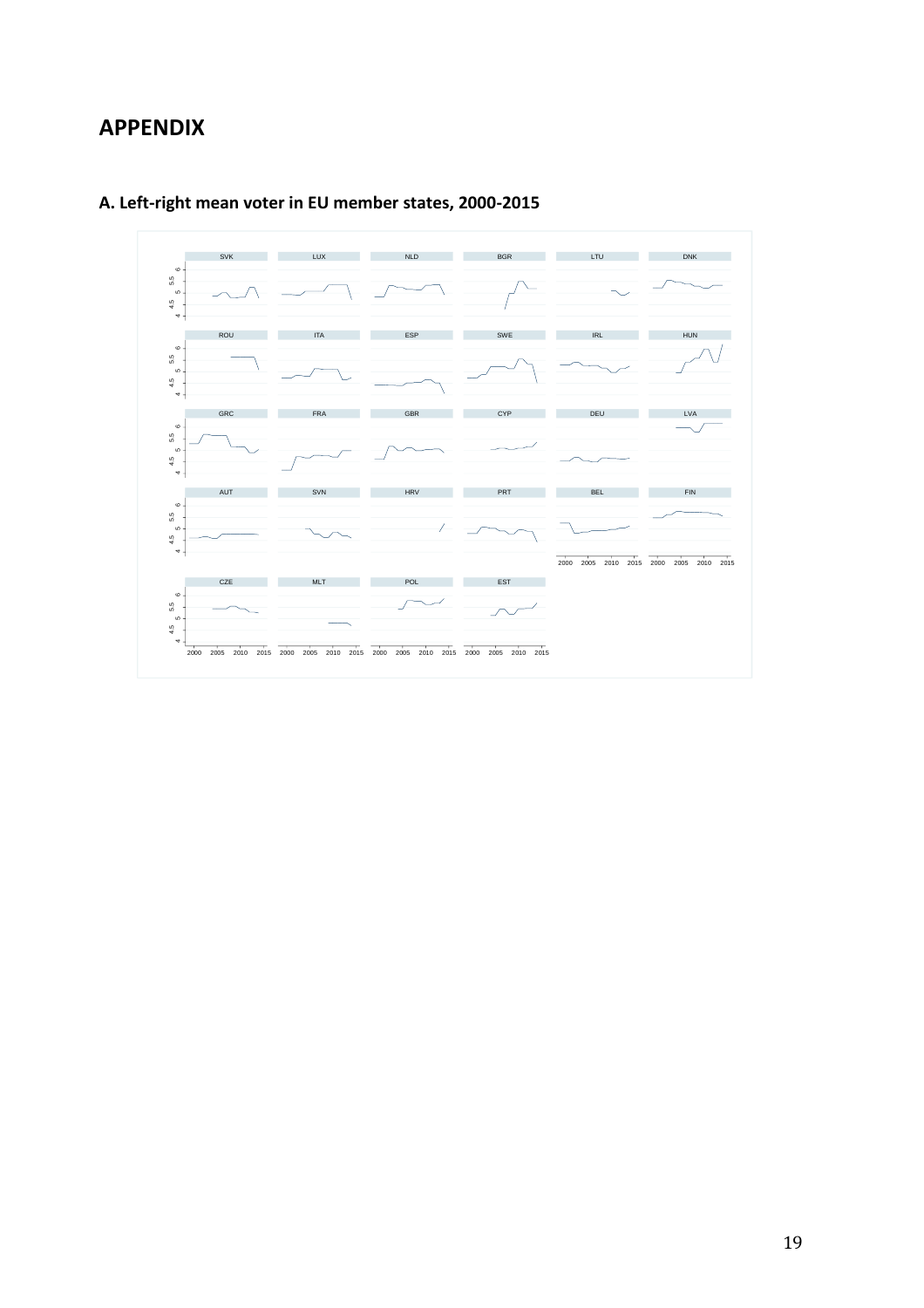# APPENDIX

## A. Left-right mean voter in EU member states, 2000-2015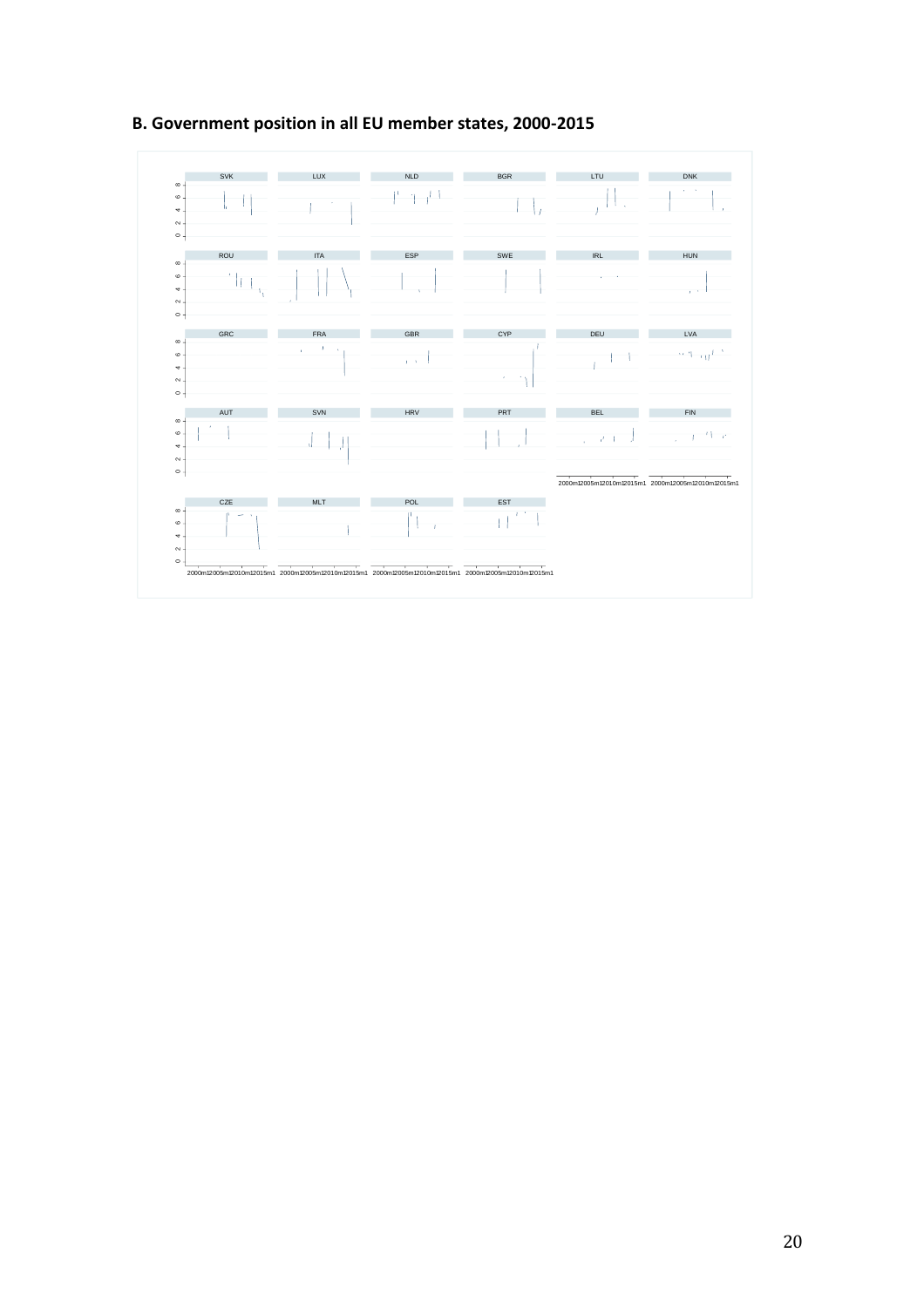**B. Government position in all EU member states, 2000-2015**

SVK LUX NLD BGR LTU DNK

ROU ITA ESP SWE IRL HUN

GRC FRA GBR CYP DEU LVA

AUT SVN HRV PRT BEL FIN

CZE MLT POL EST

0 2 4 6 8

2000m1 2005m1 2010m1 2015m1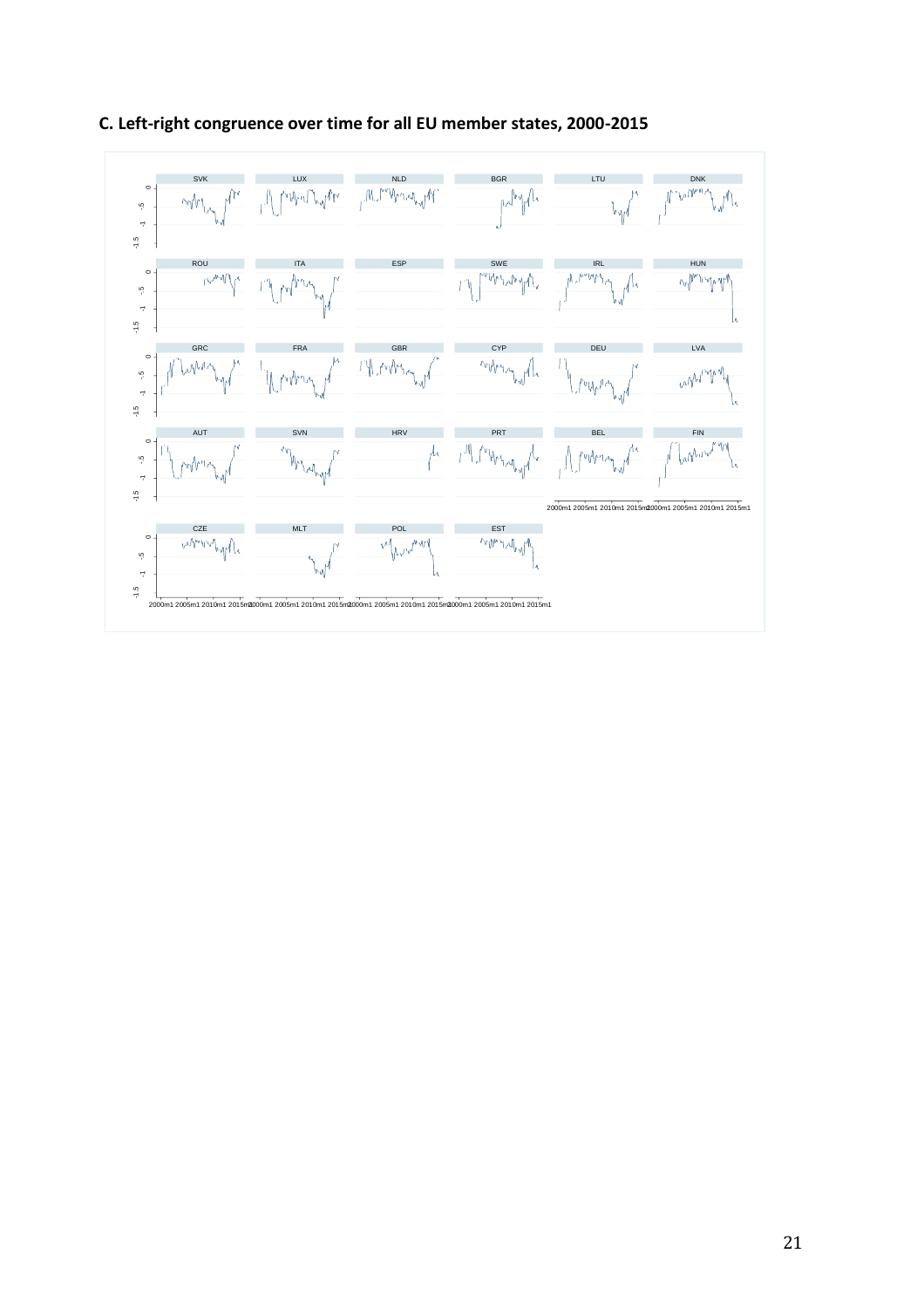**C. Left-right congruence over time for all EU member states, 2000-2015**

SVK LUX NLD BGR LTU DNK

ROU ITA ESP SWE IRL HUN

GRC FRA GBR CYP DEU LVA

AUT SVN HRV PRT BEL FIN

CZE MLT POL EST

0

-.5

-1

-1.5

2000m1 2005m1 2010m1 2015m1